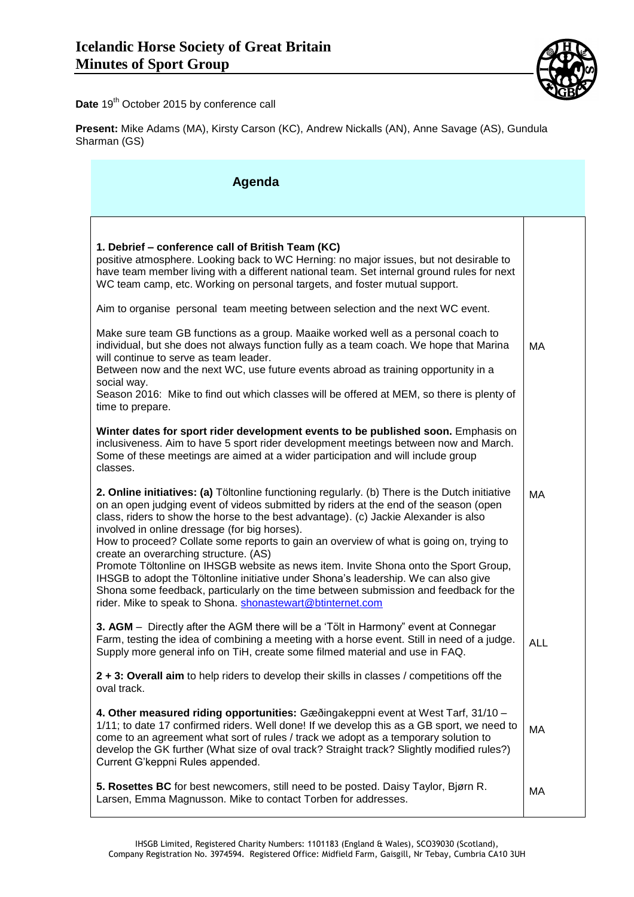# Icelandic Horse Society of Great Britain
## Minutes of Sport Group

**Date** 19th October 2015 by conference call

**Present:** Mike Adams (MA), Kirsty Carson (KC), Andrew Nickalls (AN), Anne Savage (AS), Gundula Sharman (GS)

| Agenda | |
|---|---|
| **1. Debrief – conference call of British Team (KC)**<br>positive atmosphere. Looking back to WC Herning: no major issues, but not desirable to have team member living with a different national team. Set internal ground rules for next WC team camp, etc. Working on personal targets, and foster mutual support.<br><br>Aim to organise personal team meeting between selection and the next WC event.<br><br>Make sure team GB functions as a group. Maaike worked well as a personal coach to individual, but she does not always function fully as a team coach. We hope that Marina will continue to serve as team leader.<br>Between now and the next WC, use future events abroad as training opportunity in a social way.<br>Season 2016: Mike to find out which classes will be offered at MEM, so there is plenty of time to prepare. | MA |
| **Winter dates for sport rider development events to be published soon.** Emphasis on inclusiveness. Aim to have 5 sport rider development meetings between now and March. Some of these meetings are aimed at a wider participation and will include group classes. | |
| **2. Online initiatives: (a)** Töltonline functioning regularly. (b) There is the Dutch initiative on an open judging event of videos submitted by riders at the end of the season (open class, riders to show the horse to the best advantage). (c) Jackie Alexander is also involved in online dressage (for big horses).<br>How to proceed? Collate some reports to gain an overview of what is going on, trying to create an overarching structure. (AS)<br>Promote Töltonline on IHSGB website as news item. Invite Shona onto the Sport Group, IHSGB to adopt the Töltonline initiative under Shona's leadership. We can also give Shona some feedback, particularly on the time between submission and feedback for the rider. Mike to speak to Shona. shonastewart@btinternet.com | MA |
| **3. AGM** – Directly after the AGM there will be a 'Tölt in Harmony" event at Connegar Farm, testing the idea of combining a meeting with a horse event. Still in need of a judge. Supply more general info on TiH, create some filmed material and use in FAQ. | ALL |
| **2 + 3: Overall aim** to help riders to develop their skills in classes / competitions off the oval track. | |
| **4. Other measured riding opportunities:** Gæðingakeppni event at West Tarf, 31/10 – 1/11; to date 17 confirmed riders. Well done! If we develop this as a GB sport, we need to come to an agreement what sort of rules / track we adopt as a temporary solution to develop the GK further (What size of oval track? Straight track? Slightly modified rules?) Current G'keppni Rules appended. | MA |
| **5. Rosettes BC** for best newcomers, still need to be posted. Daisy Taylor, Bjørn R. Larsen, Emma Magnusson. Mike to contact Torben for addresses. | MA |

IHSGB Limited, Registered Charity Numbers: 1101183 (England & Wales), SCO39030 (Scotland), Company Registration No. 3974594. Registered Office: Midfield Farm, Gaisgill, Nr Tebay, Cumbria CA10 3UH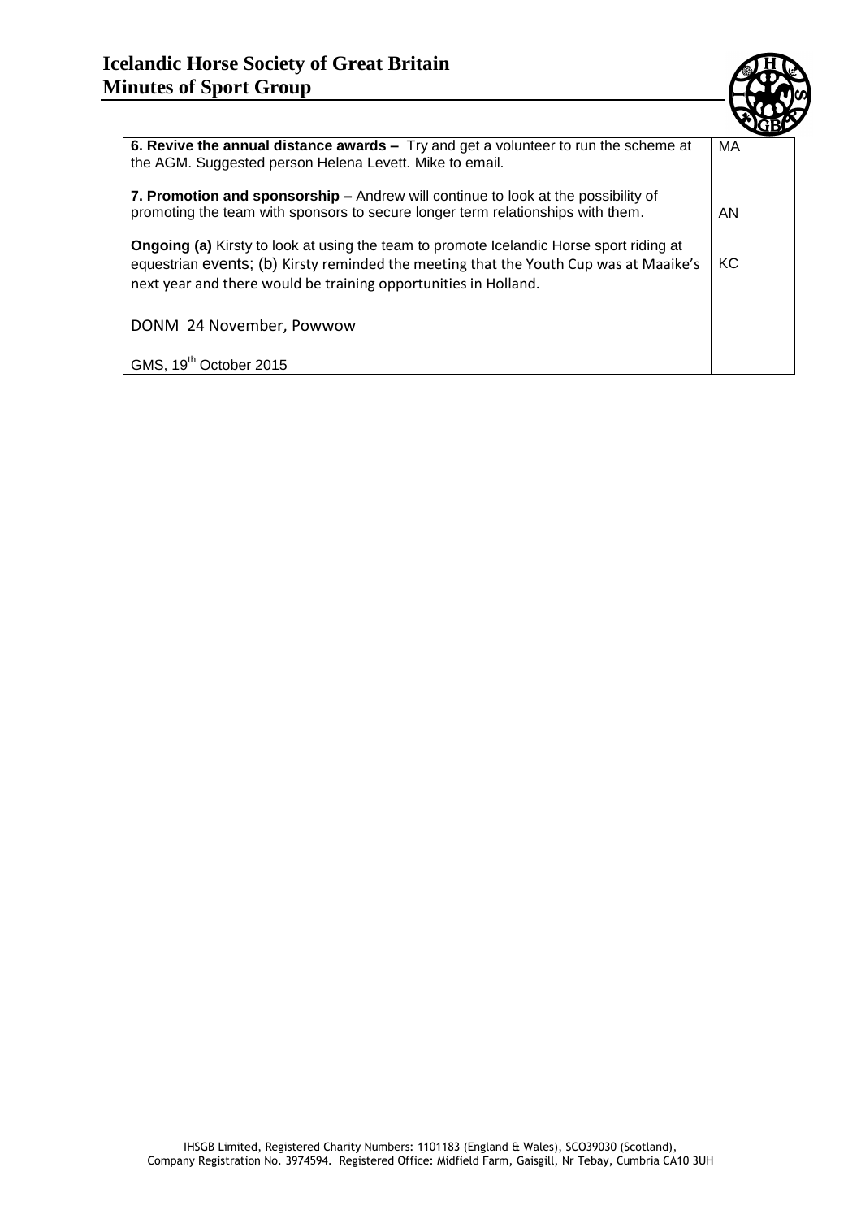| | |
|---|---|
| **6. Revive the annual distance awards –** Try and get a volunteer to run the scheme at the AGM. Suggested person Helena Levett. Mike to email. | MA |
| **7. Promotion and sponsorship –** Andrew will continue to look at the possibility of promoting the team with sponsors to secure longer term relationships with them. | AN |
| **Ongoing (a)** Kirsty to look at using the team to promote Icelandic Horse sport riding at equestrian events; (b) Kirsty reminded the meeting that the Youth Cup was at Maaike's next year and there would be training opportunities in Holland. | KC |
| DONM 24 November, Powwow | |
| GMS, 19th October 2015 | |